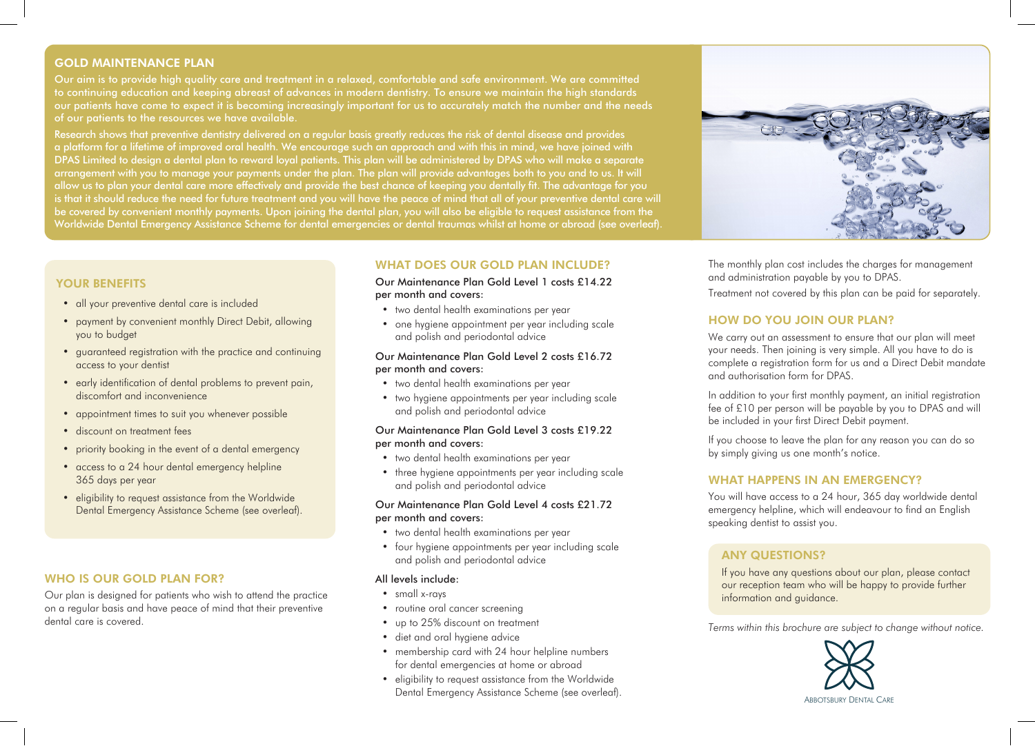## GOLD MAINTENANCE PLAN

Our aim is to provide high quality care and treatment in a relaxed, comfortable and safe environment. We are committed to continuing education and keeping abreast of advances in modern dentistry. To ensure we maintain the high standards our patients have come to expect it is becoming increasingly important for us to accurately match the number and the needs of our patients to the resources we have available.

Research shows that preventive dentistry delivered on a regular basis greatly reduces the risk of dental disease and provides a platform for a lifetime of improved oral health. We encourage such an approach and with this in mind, we have joined with DPAS Limited to design a dental plan to reward loyal patients. This plan will be administered by DPAS who will make a separate arrangement with you to manage your payments under the plan. The plan will provide advantages both to you and to us. It will allow us to plan your dental care more effectively and provide the best chance of keeping you dentally fit. The advantage for you is that it should reduce the need for future treatment and you will have the peace of mind that all of your preventive dental care will be covered by convenient monthly payments. Upon joining the dental plan, you will also be eligible to request assistance from the Worldwide Dental Emergency Assistance Scheme for dental emergencies or dental traumas whilst at home or abroad (see overleaf).

### YOUR BENEFITS

- all your preventive dental care is included
- payment by convenient monthly Direct Debit, allowing you to budget
- guaranteed registration with the practice and continuing access to your dentist
- early identification of dental problems to prevent pain, discomfort and inconvenience
- appointment times to suit you whenever possible
- discount on treatment fees
- priority booking in the event of a dental emergency
- access to a 24 hour dental emergency helpline 365 days per year
- eligibility to request assistance from the Worldwide Dental Emergency Assistance Scheme (see overleaf).

### WHO IS OUR GOLD PLAN FOR?

Our plan is designed for patients who wish to attend the practice on a regular basis and have peace of mind that their preventive dental care is covered.

### WHAT DOES OUR GOLD PLAN INCLUDE?

Our Maintenance Plan Gold Level 1 costs £14.22 per month and covers:

- two dental health examinations per year
- one hygiene appointment per year including scale and polish and periodontal advice

Our Maintenance Plan Gold Level 2 costs £16.72 per month and covers:

- two dental health examinations per year
- two hygiene appointments per year including scale and polish and periodontal advice

Our Maintenance Plan Gold Level 3 costs £19.22 per month and covers:

- two dental health examinations per year
- three hygiene appointments per year including scale and polish and periodontal advice

Our Maintenance Plan Gold Level 4 costs £21.72 per month and covers:

- two dental health examinations per year
- four hygiene appointments per year including scale and polish and periodontal advice

All levels include:

- small x-rays
- routine oral cancer screening
- up to 25% discount on treatment
- diet and oral hygiene advice
- membership card with 24 hour helpline numbers for dental emergencies at home or abroad
- eligibility to request assistance from the Worldwide Dental Emergency Assistance Scheme (see overleaf).

The monthly plan cost includes the charges for management and administration payable by you to DPAS.

Treatment not covered by this plan can be paid for separately.

### HOW DO YOU JOIN OUR PLAN?

We carry out an assessment to ensure that our plan will meet your needs. Then joining is very simple. All you have to do is complete a registration form for us and a Direct Debit mandate and authorisation form for DPAS.

In addition to your first monthly payment, an initial registration fee of £10 per person will be payable by you to DPAS and will be included in your first Direct Debit payment.

If you choose to leave the plan for any reason you can do so by simply giving us one month's notice.

### WHAT HAPPENS IN AN EMERGENCY?

You will have access to a 24 hour, 365 day worldwide dental emergency helpline, which will endeavour to find an English speaking dentist to assist you.

### ANY QUESTIONS?

If you have any questions about our plan, please contact our reception team who will be happy to provide further information and guidance.

*Terms within this brochure are subject to change without notice.*

ABBOTSBURY DENTAL CARE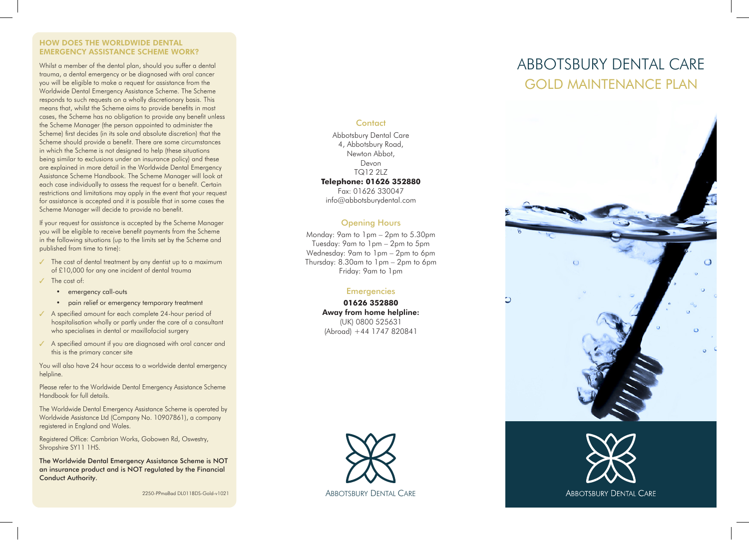## HOW DOES THE WORLDWIDE DENTAL EMERGENCY ASSISTANCE SCHEME WORK?

Whilst a member of the dental plan, should you suffer a dental trauma, a dental emergency or be diagnosed with oral cancer you will be eligible to make a request for assistance from the Worldwide Dental Emergency Assistance Scheme. The Scheme responds to such requests on a wholly discretionary basis. This means that, whilst the Scheme aims to provide benefits in most cases, the Scheme has no obligation to provide any benefit unless the Scheme Manager (the person appointed to administer the Scheme) first decides (in its sole and absolute discretion) that the Scheme should provide a benefit. There are some circumstances in which the Scheme is not designed to help (these situations being similar to exclusions under an insurance policy) and these are explained in more detail in the Worldwide Dental Emergency Assistance Scheme Handbook. The Scheme Manager will look at each case individually to assess the request for a benefit. Certain restrictions and limitations may apply in the event that your request for assistance is accepted and it is possible that in some cases the Scheme Manager will decide to provide no benefit.

If your request for assistance is accepted by the Scheme Manager you will be eligible to receive benefit payments from the Scheme in the following situations (up to the limits set by the Scheme and published from time to time):

- ✓ The cost of dental treatment by any dentist up to a maximum of £10,000 for any one incident of dental trauma
- ✓ The cost of:
  - emergency call-outs
  - pain relief or emergency temporary treatment
- ✓ A specified amount for each complete 24-hour period of hospitalisation wholly or partly under the care of a consultant who specialises in dental or maxillofacial surgery
- ✓ A specified amount if you are diagnosed with oral cancer and this is the primary cancer site

You will also have 24 hour access to a worldwide dental emergency helpline.

Please refer to the Worldwide Dental Emergency Assistance Scheme Handbook for full details.

The Worldwide Dental Emergency Assistance Scheme is operated by Worldwide Assistance Ltd (Company No. 10907861), a company registered in England and Wales.

Registered Office: Cambrian Works, Gobowen Rd, Oswestry, Shropshire SY11 1HS.

The Worldwide Dental Emergency Assistance Scheme is NOT an insurance product and is NOT regulated by the Financial Conduct Authority.

2250-PPmaBad DL0118DS-Gold-v1021

## Contact

Abbotsbury Dental Care
4, Abbotsbury Road,
Newton Abbot,
Devon
TQ12 2LZ
**Telephone: 01626 352880**
Fax: 01626 330047
info@abbotsburydental.com

## Opening Hours

Monday: 9am to 1pm – 2pm to 5.30pm
Tuesday: 9am to 1pm – 2pm to 5pm
Wednesday: 9am to 1pm – 2pm to 6pm
Thursday: 8.30am to 1pm – 2pm to 6pm
Friday: 9am to 1pm

## Emergencies

**01626 352880**
**Away from home helpline:**
(UK) 0800 525631
(Abroad) +44 1747 820841

ABBOTSBURY DENTAL CARE

# ABBOTSBURY DENTAL CARE
## GOLD MAINTENANCE PLAN

ABBOTSBURY DENTAL CARE